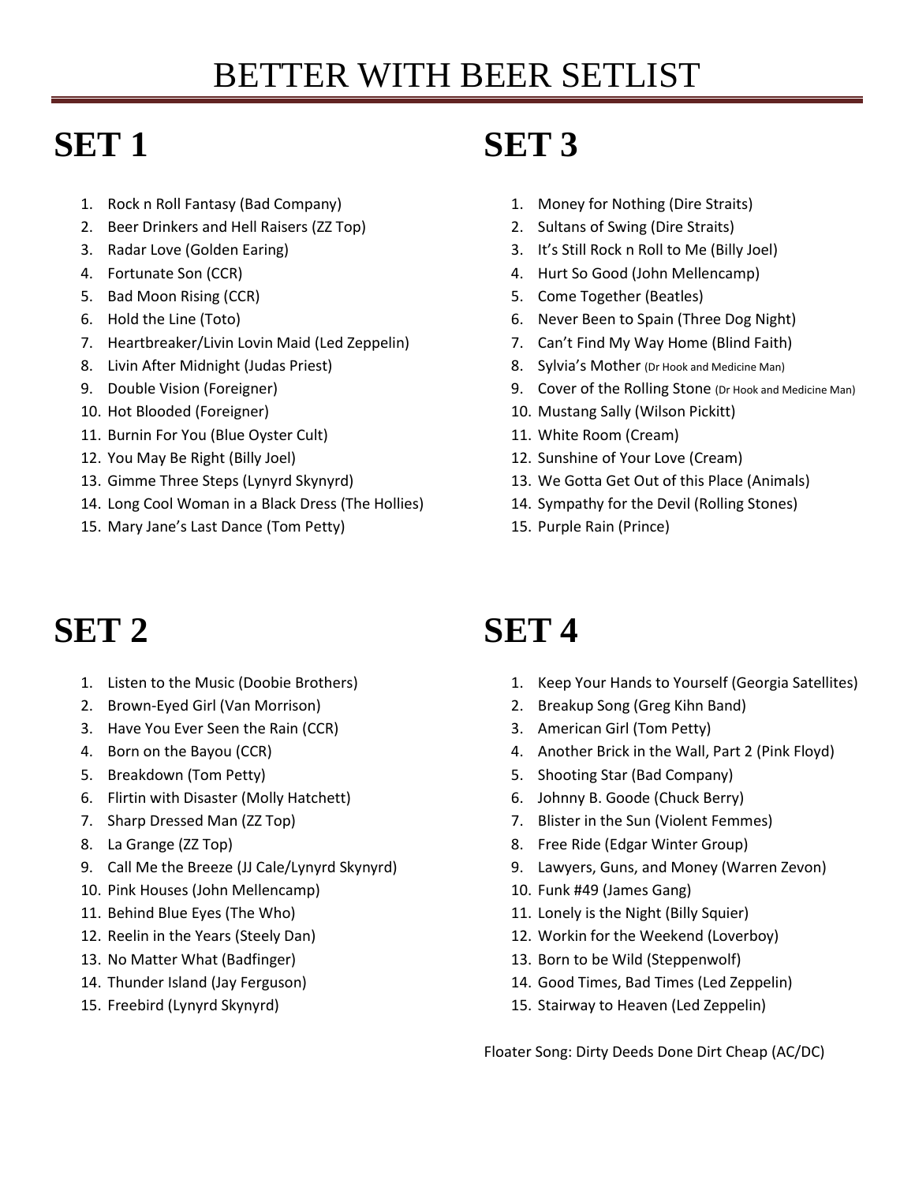# BETTER WITH BEER SETLIST

## SET 1

1. Rock n Roll Fantasy (Bad Company)
2. Beer Drinkers and Hell Raisers (ZZ Top)
3. Radar Love (Golden Earing)
4. Fortunate Son (CCR)
5. Bad Moon Rising (CCR)
6. Hold the Line (Toto)
7. Heartbreaker/Livin Lovin Maid (Led Zeppelin)
8. Livin After Midnight (Judas Priest)
9. Double Vision (Foreigner)
10. Hot Blooded (Foreigner)
11. Burnin For You (Blue Oyster Cult)
12. You May Be Right (Billy Joel)
13. Gimme Three Steps (Lynyrd Skynyrd)
14. Long Cool Woman in a Black Dress (The Hollies)
15. Mary Jane's Last Dance (Tom Petty)

## SET 2

1. Listen to the Music (Doobie Brothers)
2. Brown-Eyed Girl (Van Morrison)
3. Have You Ever Seen the Rain (CCR)
4. Born on the Bayou (CCR)
5. Breakdown (Tom Petty)
6. Flirtin with Disaster (Molly Hatchett)
7. Sharp Dressed Man (ZZ Top)
8. La Grange (ZZ Top)
9. Call Me the Breeze (JJ Cale/Lynyrd Skynyrd)
10. Pink Houses (John Mellencamp)
11. Behind Blue Eyes (The Who)
12. Reelin in the Years (Steely Dan)
13. No Matter What (Badfinger)
14. Thunder Island (Jay Ferguson)
15. Freebird (Lynyrd Skynyrd)

## SET 3

1. Money for Nothing (Dire Straits)
2. Sultans of Swing (Dire Straits)
3. It's Still Rock n Roll to Me (Billy Joel)
4. Hurt So Good (John Mellencamp)
5. Come Together (Beatles)
6. Never Been to Spain (Three Dog Night)
7. Can't Find My Way Home (Blind Faith)
8. Sylvia's Mother (Dr Hook and Medicine Man)
9. Cover of the Rolling Stone (Dr Hook and Medicine Man)
10. Mustang Sally (Wilson Pickitt)
11. White Room (Cream)
12. Sunshine of Your Love (Cream)
13. We Gotta Get Out of this Place (Animals)
14. Sympathy for the Devil (Rolling Stones)
15. Purple Rain (Prince)

## SET 4

1. Keep Your Hands to Yourself (Georgia Satellites)
2. Breakup Song (Greg Kihn Band)
3. American Girl (Tom Petty)
4. Another Brick in the Wall, Part 2 (Pink Floyd)
5. Shooting Star (Bad Company)
6. Johnny B. Goode (Chuck Berry)
7. Blister in the Sun (Violent Femmes)
8. Free Ride (Edgar Winter Group)
9. Lawyers, Guns, and Money (Warren Zevon)
10. Funk #49 (James Gang)
11. Lonely is the Night (Billy Squier)
12. Workin for the Weekend (Loverboy)
13. Born to be Wild (Steppenwolf)
14. Good Times, Bad Times (Led Zeppelin)
15. Stairway to Heaven (Led Zeppelin)

Floater Song: Dirty Deeds Done Dirt Cheap (AC/DC)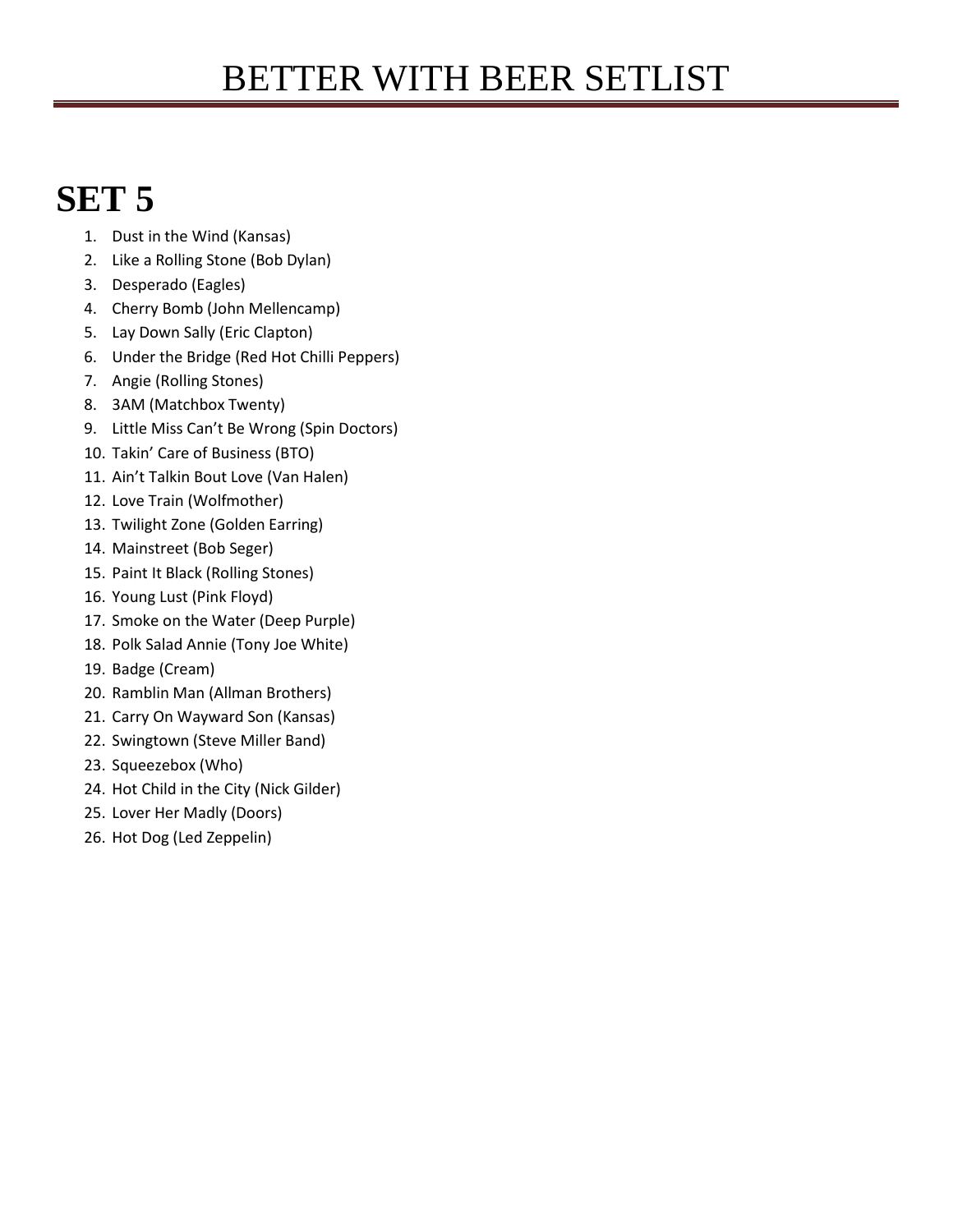# BETTER WITH BEER SETLIST

## SET 5

1. Dust in the Wind (Kansas)
2. Like a Rolling Stone (Bob Dylan)
3. Desperado (Eagles)
4. Cherry Bomb (John Mellencamp)
5. Lay Down Sally (Eric Clapton)
6. Under the Bridge (Red Hot Chilli Peppers)
7. Angie (Rolling Stones)
8. 3AM (Matchbox Twenty)
9. Little Miss Can't Be Wrong (Spin Doctors)
10. Takin' Care of Business (BTO)
11. Ain't Talkin Bout Love (Van Halen)
12. Love Train (Wolfmother)
13. Twilight Zone (Golden Earring)
14. Mainstreet (Bob Seger)
15. Paint It Black (Rolling Stones)
16. Young Lust (Pink Floyd)
17. Smoke on the Water (Deep Purple)
18. Polk Salad Annie (Tony Joe White)
19. Badge (Cream)
20. Ramblin Man (Allman Brothers)
21. Carry On Wayward Son (Kansas)
22. Swingtown (Steve Miller Band)
23. Squeezebox (Who)
24. Hot Child in the City (Nick Gilder)
25. Lover Her Madly (Doors)
26. Hot Dog (Led Zeppelin)